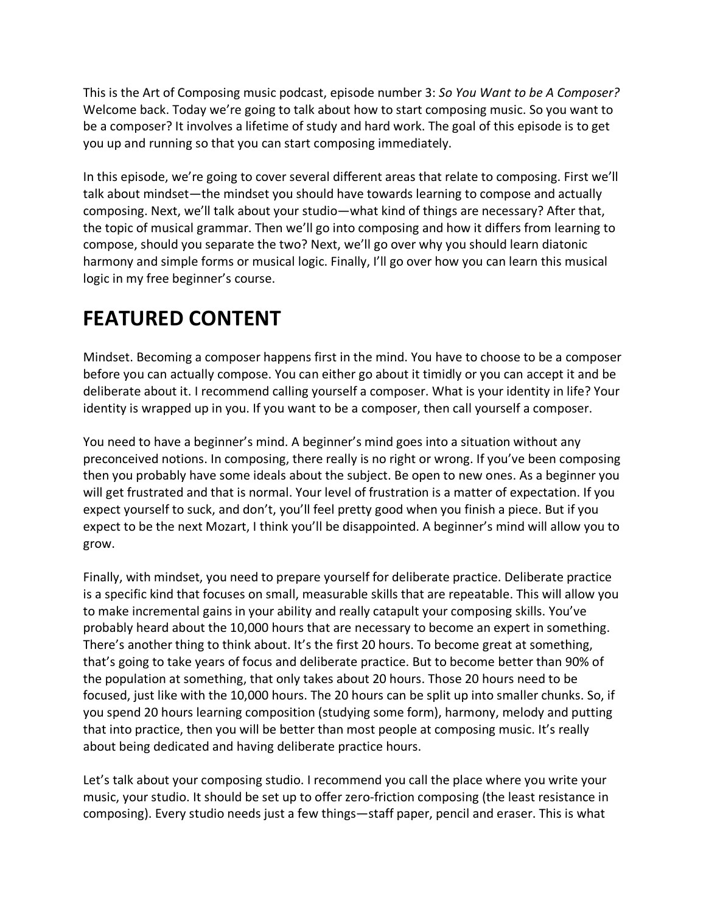This is the Art of Composing music podcast, episode number 3: *So You Want to be A Composer?* Welcome back. Today we're going to talk about how to start composing music. So you want to be a composer? It involves a lifetime of study and hard work. The goal of this episode is to get you up and running so that you can start composing immediately.

In this episode, we're going to cover several different areas that relate to composing. First we'll talk about mindset—the mindset you should have towards learning to compose and actually composing. Next, we'll talk about your studio—what kind of things are necessary? After that, the topic of musical grammar. Then we'll go into composing and how it differs from learning to compose, should you separate the two? Next, we'll go over why you should learn diatonic harmony and simple forms or musical logic. Finally, I'll go over how you can learn this musical logic in my free beginner's course.

# FEATURED CONTENT

Mindset. Becoming a composer happens first in the mind. You have to choose to be a composer before you can actually compose. You can either go about it timidly or you can accept it and be deliberate about it. I recommend calling yourself a composer. What is your identity in life? Your identity is wrapped up in you. If you want to be a composer, then call yourself a composer.

You need to have a beginner's mind. A beginner's mind goes into a situation without any preconceived notions. In composing, there really is no right or wrong. If you've been composing then you probably have some ideals about the subject. Be open to new ones. As a beginner you will get frustrated and that is normal. Your level of frustration is a matter of expectation. If you expect yourself to suck, and don't, you'll feel pretty good when you finish a piece. But if you expect to be the next Mozart, I think you'll be disappointed. A beginner's mind will allow you to grow.

Finally, with mindset, you need to prepare yourself for deliberate practice. Deliberate practice is a specific kind that focuses on small, measurable skills that are repeatable. This will allow you to make incremental gains in your ability and really catapult your composing skills. You've probably heard about the 10,000 hours that are necessary to become an expert in something. There's another thing to think about. It's the first 20 hours. To become great at something, that's going to take years of focus and deliberate practice. But to become better than 90% of the population at something, that only takes about 20 hours. Those 20 hours need to be focused, just like with the 10,000 hours. The 20 hours can be split up into smaller chunks. So, if you spend 20 hours learning composition (studying some form), harmony, melody and putting that into practice, then you will be better than most people at composing music. It's really about being dedicated and having deliberate practice hours.

Let's talk about your composing studio. I recommend you call the place where you write your music, your studio. It should be set up to offer zero-friction composing (the least resistance in composing). Every studio needs just a few things—staff paper, pencil and eraser. This is what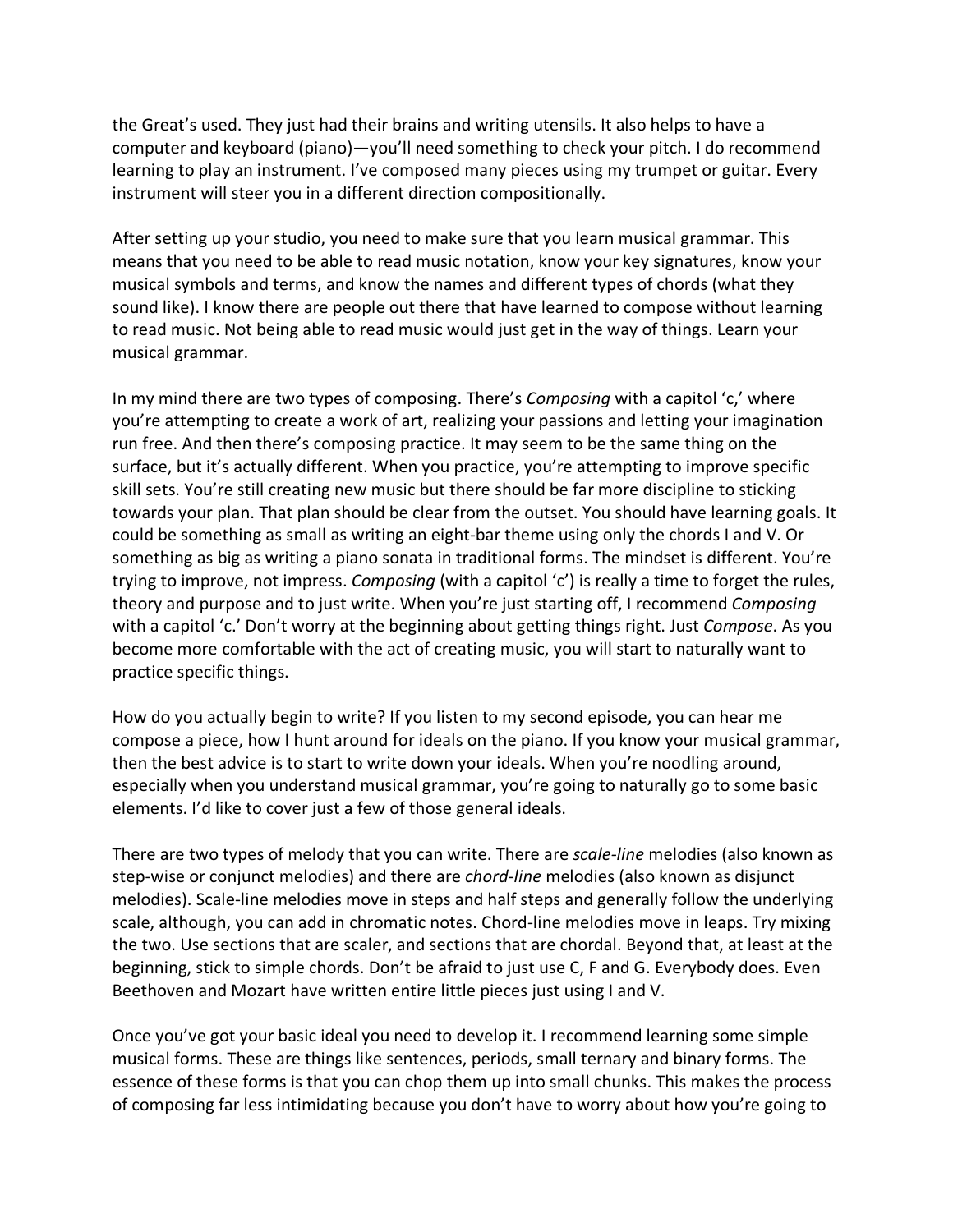the Great's used. They just had their brains and writing utensils. It also helps to have a computer and keyboard (piano)—you'll need something to check your pitch. I do recommend learning to play an instrument. I've composed many pieces using my trumpet or guitar. Every instrument will steer you in a different direction compositionally.

After setting up your studio, you need to make sure that you learn musical grammar. This means that you need to be able to read music notation, know your key signatures, know your musical symbols and terms, and know the names and different types of chords (what they sound like). I know there are people out there that have learned to compose without learning to read music. Not being able to read music would just get in the way of things. Learn your musical grammar.

In my mind there are two types of composing. There's *Composing* with a capitol 'c,' where you're attempting to create a work of art, realizing your passions and letting your imagination run free. And then there's composing practice. It may seem to be the same thing on the surface, but it's actually different. When you practice, you're attempting to improve specific skill sets. You're still creating new music but there should be far more discipline to sticking towards your plan. That plan should be clear from the outset. You should have learning goals. It could be something as small as writing an eight-bar theme using only the chords I and V. Or something as big as writing a piano sonata in traditional forms. The mindset is different. You're trying to improve, not impress. *Composing* (with a capitol 'c') is really a time to forget the rules, theory and purpose and to just write. When you're just starting off, I recommend *Composing* with a capitol 'c.' Don't worry at the beginning about getting things right. Just *Compose*. As you become more comfortable with the act of creating music, you will start to naturally want to practice specific things.

How do you actually begin to write? If you listen to my second episode, you can hear me compose a piece, how I hunt around for ideals on the piano. If you know your musical grammar, then the best advice is to start to write down your ideals. When you're noodling around, especially when you understand musical grammar, you're going to naturally go to some basic elements. I'd like to cover just a few of those general ideals.

There are two types of melody that you can write. There are *scale-line* melodies (also known as step-wise or conjunct melodies) and there are *chord-line* melodies (also known as disjunct melodies). Scale-line melodies move in steps and half steps and generally follow the underlying scale, although, you can add in chromatic notes. Chord-line melodies move in leaps. Try mixing the two. Use sections that are scaler, and sections that are chordal. Beyond that, at least at the beginning, stick to simple chords. Don't be afraid to just use C, F and G. Everybody does. Even Beethoven and Mozart have written entire little pieces just using I and V.

Once you've got your basic ideal you need to develop it. I recommend learning some simple musical forms. These are things like sentences, periods, small ternary and binary forms. The essence of these forms is that you can chop them up into small chunks. This makes the process of composing far less intimidating because you don't have to worry about how you're going to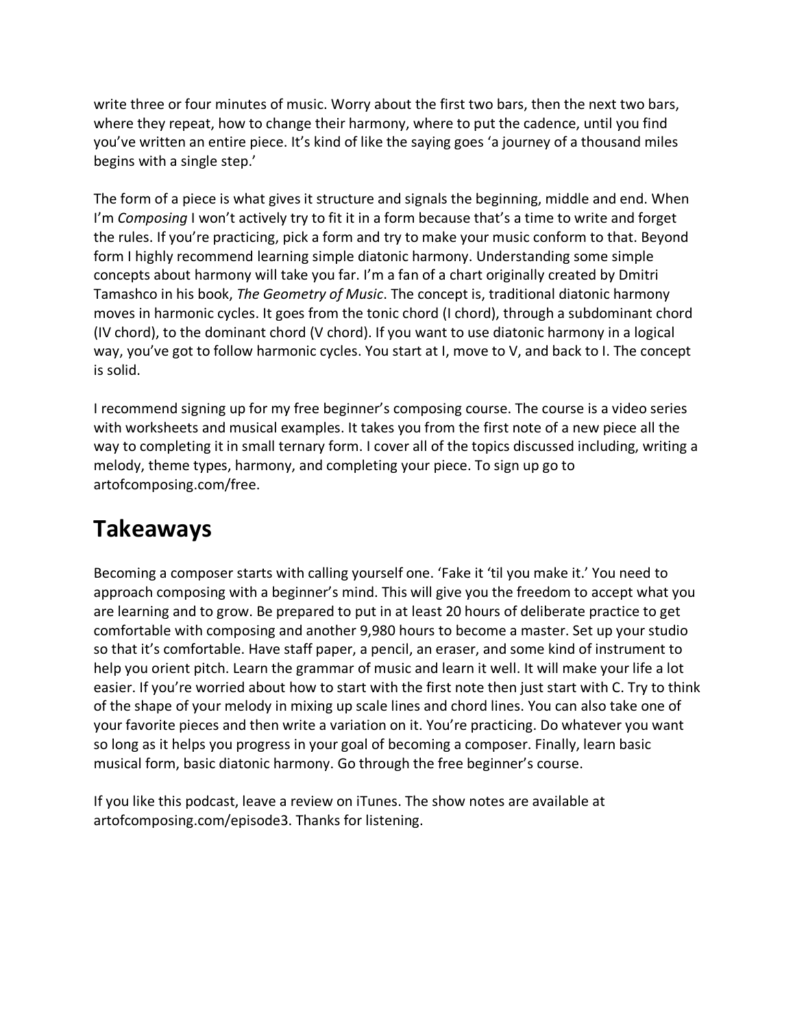write three or four minutes of music. Worry about the first two bars, then the next two bars, where they repeat, how to change their harmony, where to put the cadence, until you find you've written an entire piece. It's kind of like the saying goes 'a journey of a thousand miles begins with a single step.'

The form of a piece is what gives it structure and signals the beginning, middle and end. When I'm *Composing* I won't actively try to fit it in a form because that's a time to write and forget the rules. If you're practicing, pick a form and try to make your music conform to that. Beyond form I highly recommend learning simple diatonic harmony. Understanding some simple concepts about harmony will take you far. I'm a fan of a chart originally created by Dmitri Tamashco in his book, *The Geometry of Music*. The concept is, traditional diatonic harmony moves in harmonic cycles. It goes from the tonic chord (I chord), through a subdominant chord (IV chord), to the dominant chord (V chord). If you want to use diatonic harmony in a logical way, you've got to follow harmonic cycles. You start at I, move to V, and back to I. The concept is solid.

I recommend signing up for my free beginner's composing course. The course is a video series with worksheets and musical examples. It takes you from the first note of a new piece all the way to completing it in small ternary form. I cover all of the topics discussed including, writing a melody, theme types, harmony, and completing your piece. To sign up go to artofcomposing.com/free.

# Takeaways

Becoming a composer starts with calling yourself one. 'Fake it 'til you make it.' You need to approach composing with a beginner's mind. This will give you the freedom to accept what you are learning and to grow. Be prepared to put in at least 20 hours of deliberate practice to get comfortable with composing and another 9,980 hours to become a master. Set up your studio so that it's comfortable. Have staff paper, a pencil, an eraser, and some kind of instrument to help you orient pitch. Learn the grammar of music and learn it well. It will make your life a lot easier. If you're worried about how to start with the first note then just start with C. Try to think of the shape of your melody in mixing up scale lines and chord lines. You can also take one of your favorite pieces and then write a variation on it. You're practicing. Do whatever you want so long as it helps you progress in your goal of becoming a composer. Finally, learn basic musical form, basic diatonic harmony. Go through the free beginner's course.

If you like this podcast, leave a review on iTunes. The show notes are available at artofcomposing.com/episode3. Thanks for listening.